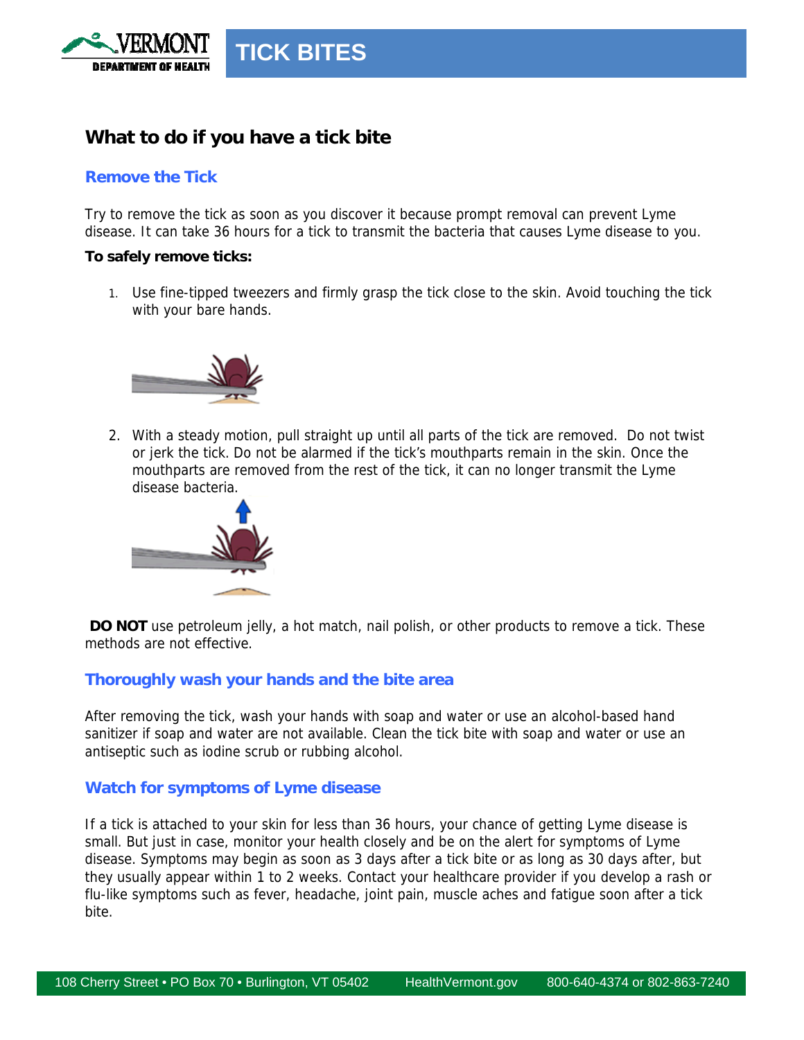# TICK BITES

## What to do if you have a tick bite

### Remove the Tick

Try to remove the tick as soon as you discover it because prompt removal can prevent Lyme disease. It can take 36 hours for a tick to transmit the bacteria that causes Lyme disease to you.

**To safely remove ticks:**

1. Use fine-tipped tweezers and firmly grasp the tick close to the skin. Avoid touching the tick with your bare hands.

2. With a steady motion, pull straight up until all parts of the tick are removed. Do not twist or jerk the tick. Do not be alarmed if the tick's mouthparts remain in the skin. Once the mouthparts are removed from the rest of the tick, it can no longer transmit the Lyme disease bacteria.

**DO NOT** use petroleum jelly, a hot match, nail polish, or other products to remove a tick. These methods are not effective.

### Thoroughly wash your hands and the bite area

After removing the tick, wash your hands with soap and water or use an alcohol-based hand sanitizer if soap and water are not available. Clean the tick bite with soap and water or use an antiseptic such as iodine scrub or rubbing alcohol.

### Watch for symptoms of Lyme disease

If a tick is attached to your skin for less than 36 hours, your chance of getting Lyme disease is small. But just in case, monitor your health closely and be on the alert for symptoms of Lyme disease. Symptoms may begin as soon as 3 days after a tick bite or as long as 30 days after, but they usually appear within 1 to 2 weeks. Contact your healthcare provider if you develop a rash or flu-like symptoms such as fever, headache, joint pain, muscle aches and fatigue soon after a tick bite.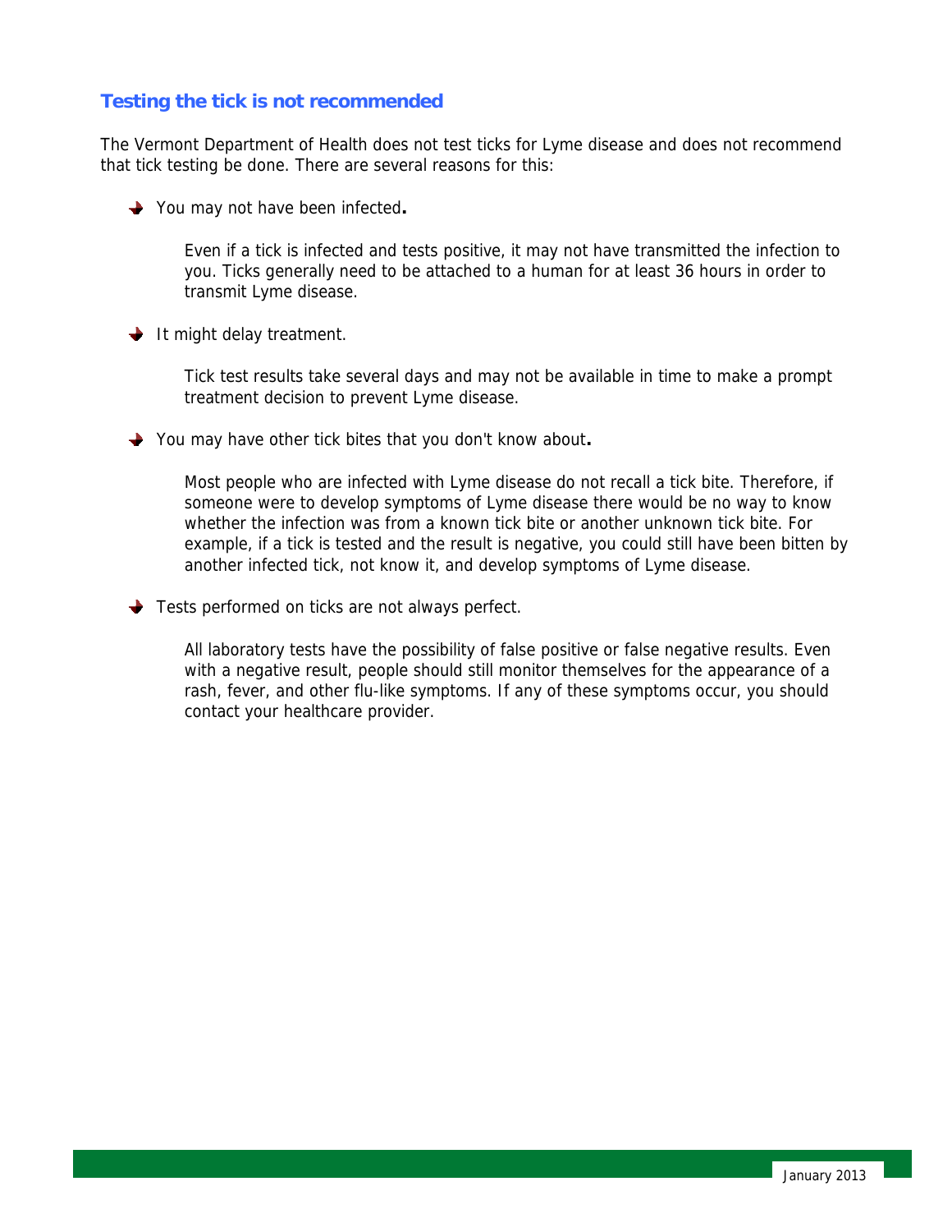## Testing the tick is not recommended

The Vermont Department of Health does not test ticks for Lyme disease and does not recommend that tick testing be done. There are several reasons for this:

- You may not have been infected**.**

  Even if a tick is infected and tests positive, it may not have transmitted the infection to you. Ticks generally need to be attached to a human for at least 36 hours in order to transmit Lyme disease.

- It might delay treatment.

  Tick test results take several days and may not be available in time to make a prompt treatment decision to prevent Lyme disease.

- You may have other tick bites that you don't know about**.**

  Most people who are infected with Lyme disease do not recall a tick bite. Therefore, if someone were to develop symptoms of Lyme disease there would be no way to know whether the infection was from a known tick bite or another unknown tick bite. For example, if a tick is tested and the result is negative, you could still have been bitten by another infected tick, not know it, and develop symptoms of Lyme disease.

- Tests performed on ticks are not always perfect.

  All laboratory tests have the possibility of false positive or false negative results. Even with a negative result, people should still monitor themselves for the appearance of a rash, fever, and other flu-like symptoms. If any of these symptoms occur, you should contact your healthcare provider.